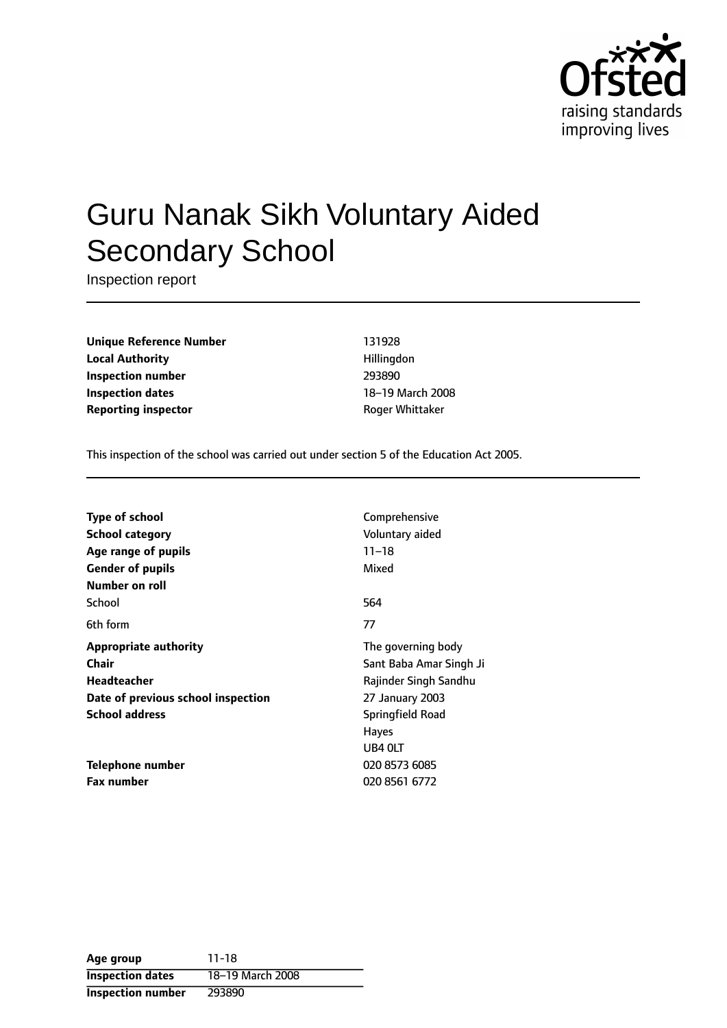# Guru Nanak Sikh Voluntary Aided Secondary School

Inspection report

| | |
|---|---|
| **Unique Reference Number** | 131928 |
| **Local Authority** | Hillingdon |
| **Inspection number** | 293890 |
| **Inspection dates** | 18–19 March 2008 |
| **Reporting inspector** | Roger Whittaker |

This inspection of the school was carried out under section 5 of the Education Act 2005.

| | |
|---|---|
| **Type of school** | Comprehensive |
| **School category** | Voluntary aided |
| **Age range of pupils** | 11–18 |
| **Gender of pupils** | Mixed |
| **Number on roll** | |
| School | 564 |
| 6th form | 77 |
| **Appropriate authority** | The governing body |
| **Chair** | Sant Baba Amar Singh Ji |
| **Headteacher** | Rajinder Singh Sandhu |
| **Date of previous school inspection** | 27 January 2003 |
| **School address** | Springfield Road<br>Hayes<br>UB4 0LT |
| **Telephone number** | 020 8573 6085 |
| **Fax number** | 020 8561 6772 |

| | |
|---|---|
| **Age group** | 11-18 |
| **Inspection dates** | 18–19 March 2008 |
| **Inspection number** | 293890 |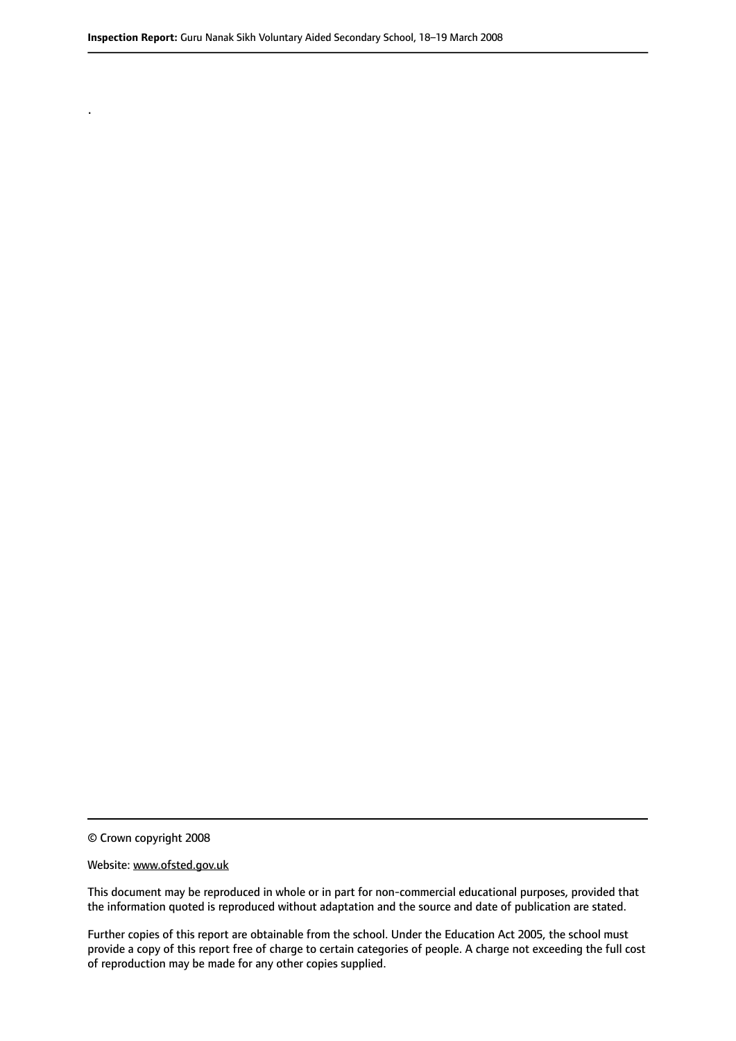.

© Crown copyright 2008

Website: www.ofsted.gov.uk

This document may be reproduced in whole or in part for non-commercial educational purposes, provided that the information quoted is reproduced without adaptation and the source and date of publication are stated.

Further copies of this report are obtainable from the school. Under the Education Act 2005, the school must provide a copy of this report free of charge to certain categories of people. A charge not exceeding the full cost of reproduction may be made for any other copies supplied.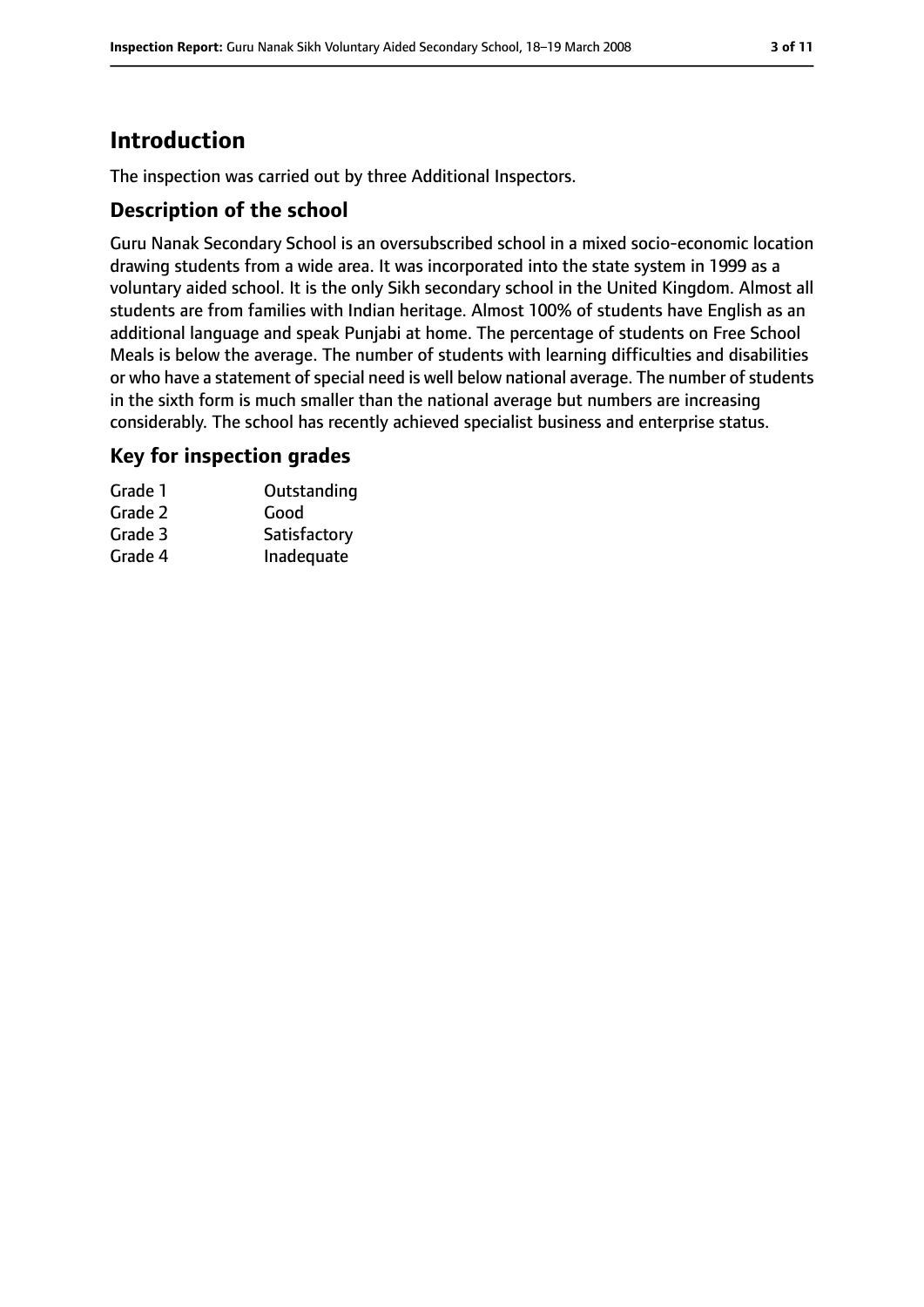# Introduction

The inspection was carried out by three Additional Inspectors.

## Description of the school

Guru Nanak Secondary School is an oversubscribed school in a mixed socio-economic location drawing students from a wide area. It was incorporated into the state system in 1999 as a voluntary aided school. It is the only Sikh secondary school in the United Kingdom. Almost all students are from families with Indian heritage. Almost 100% of students have English as an additional language and speak Punjabi at home. The percentage of students on Free School Meals is below the average. The number of students with learning difficulties and disabilities or who have a statement of special need is well below national average. The number of students in the sixth form is much smaller than the national average but numbers are increasing considerably. The school has recently achieved specialist business and enterprise status.

## Key for inspection grades

| | |
|---|---|
| Grade 1 | Outstanding |
| Grade 2 | Good |
| Grade 3 | Satisfactory |
| Grade 4 | Inadequate |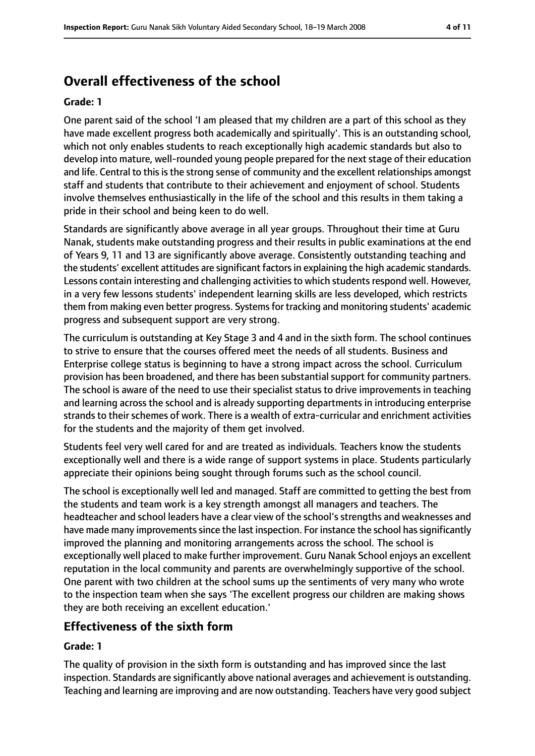## Overall effectiveness of the school

**Grade: 1**

One parent said of the school 'I am pleased that my children are a part of this school as they have made excellent progress both academically and spiritually'. This is an outstanding school, which not only enables students to reach exceptionally high academic standards but also to develop into mature, well-rounded young people prepared for the next stage of their education and life. Central to this is the strong sense of community and the excellent relationships amongst staff and students that contribute to their achievement and enjoyment of school. Students involve themselves enthusiastically in the life of the school and this results in them taking a pride in their school and being keen to do well.

Standards are significantly above average in all year groups. Throughout their time at Guru Nanak, students make outstanding progress and their results in public examinations at the end of Years 9, 11 and 13 are significantly above average. Consistently outstanding teaching and the students' excellent attitudes are significant factors in explaining the high academic standards. Lessons contain interesting and challenging activities to which students respond well. However, in a very few lessons students' independent learning skills are less developed, which restricts them from making even better progress. Systems for tracking and monitoring students' academic progress and subsequent support are very strong.

The curriculum is outstanding at Key Stage 3 and 4 and in the sixth form. The school continues to strive to ensure that the courses offered meet the needs of all students. Business and Enterprise college status is beginning to have a strong impact across the school. Curriculum provision has been broadened, and there has been substantial support for community partners. The school is aware of the need to use their specialist status to drive improvements in teaching and learning across the school and is already supporting departments in introducing enterprise strands to their schemes of work. There is a wealth of extra-curricular and enrichment activities for the students and the majority of them get involved.

Students feel very well cared for and are treated as individuals. Teachers know the students exceptionally well and there is a wide range of support systems in place. Students particularly appreciate their opinions being sought through forums such as the school council.

The school is exceptionally well led and managed. Staff are committed to getting the best from the students and team work is a key strength amongst all managers and teachers. The headteacher and school leaders have a clear view of the school's strengths and weaknesses and have made many improvements since the last inspection. For instance the school has significantly improved the planning and monitoring arrangements across the school. The school is exceptionally well placed to make further improvement. Guru Nanak School enjoys an excellent reputation in the local community and parents are overwhelmingly supportive of the school. One parent with two children at the school sums up the sentiments of very many who wrote to the inspection team when she says 'The excellent progress our children are making shows they are both receiving an excellent education.'

### Effectiveness of the sixth form

**Grade: 1**

The quality of provision in the sixth form is outstanding and has improved since the last inspection. Standards are significantly above national averages and achievement is outstanding. Teaching and learning are improving and are now outstanding. Teachers have very good subject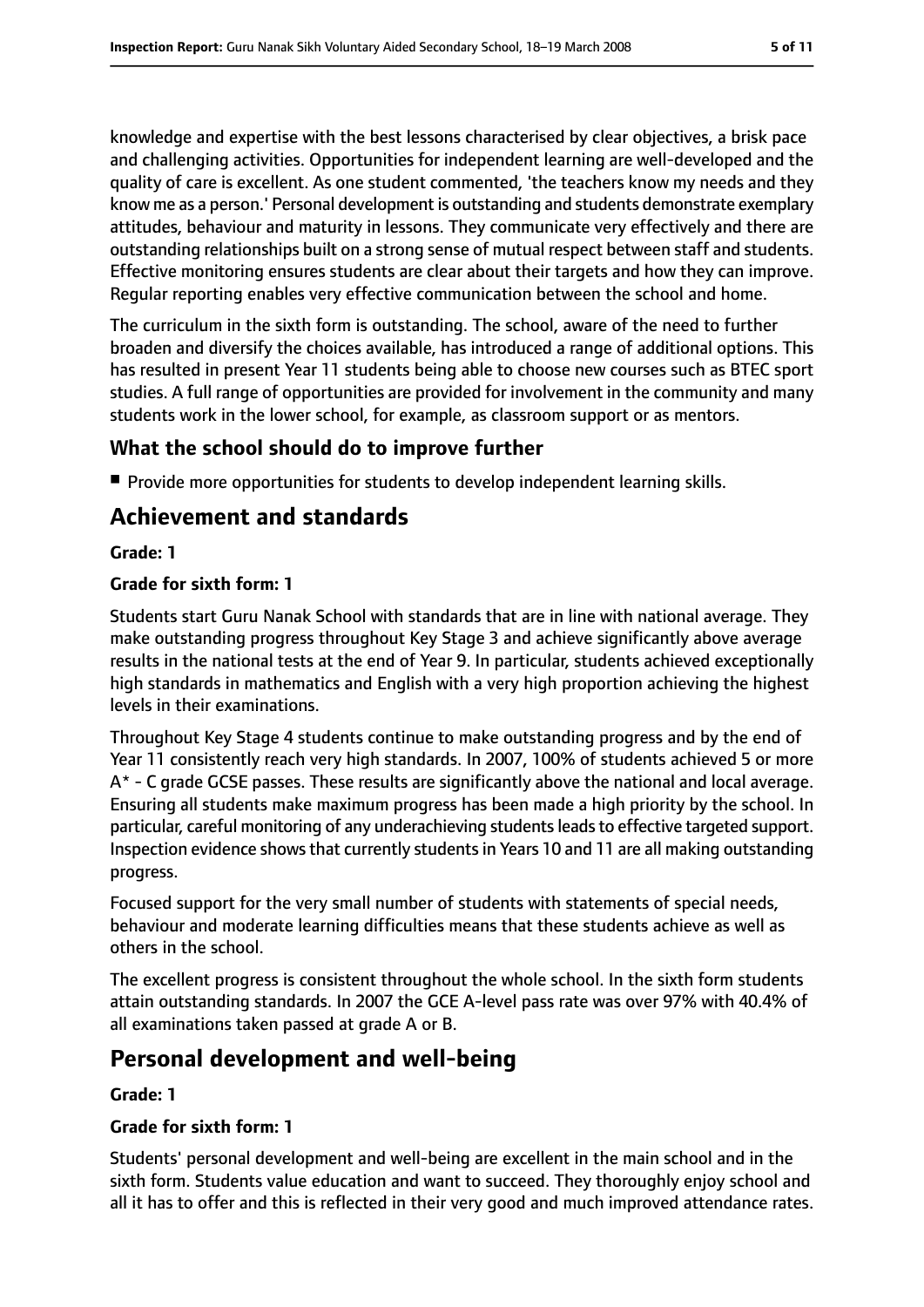knowledge and expertise with the best lessons characterised by clear objectives, a brisk pace and challenging activities. Opportunities for independent learning are well-developed and the quality of care is excellent. As one student commented, 'the teachers know my needs and they know me as a person.' Personal development is outstanding and students demonstrate exemplary attitudes, behaviour and maturity in lessons. They communicate very effectively and there are outstanding relationships built on a strong sense of mutual respect between staff and students. Effective monitoring ensures students are clear about their targets and how they can improve. Regular reporting enables very effective communication between the school and home.

The curriculum in the sixth form is outstanding. The school, aware of the need to further broaden and diversify the choices available, has introduced a range of additional options. This has resulted in present Year 11 students being able to choose new courses such as BTEC sport studies. A full range of opportunities are provided for involvement in the community and many students work in the lower school, for example, as classroom support or as mentors.

### What the school should do to improve further

- Provide more opportunities for students to develop independent learning skills.

## Achievement and standards

**Grade: 1**

**Grade for sixth form: 1**

Students start Guru Nanak School with standards that are in line with national average. They make outstanding progress throughout Key Stage 3 and achieve significantly above average results in the national tests at the end of Year 9. In particular, students achieved exceptionally high standards in mathematics and English with a very high proportion achieving the highest levels in their examinations.

Throughout Key Stage 4 students continue to make outstanding progress and by the end of Year 11 consistently reach very high standards. In 2007, 100% of students achieved 5 or more A* - C grade GCSE passes. These results are significantly above the national and local average. Ensuring all students make maximum progress has been made a high priority by the school. In particular, careful monitoring of any underachieving students leads to effective targeted support. Inspection evidence shows that currently students in Years 10 and 11 are all making outstanding progress.

Focused support for the very small number of students with statements of special needs, behaviour and moderate learning difficulties means that these students achieve as well as others in the school.

The excellent progress is consistent throughout the whole school. In the sixth form students attain outstanding standards. In 2007 the GCE A-level pass rate was over 97% with 40.4% of all examinations taken passed at grade A or B.

## Personal development and well-being

**Grade: 1**

**Grade for sixth form: 1**

Students' personal development and well-being are excellent in the main school and in the sixth form. Students value education and want to succeed. They thoroughly enjoy school and all it has to offer and this is reflected in their very good and much improved attendance rates.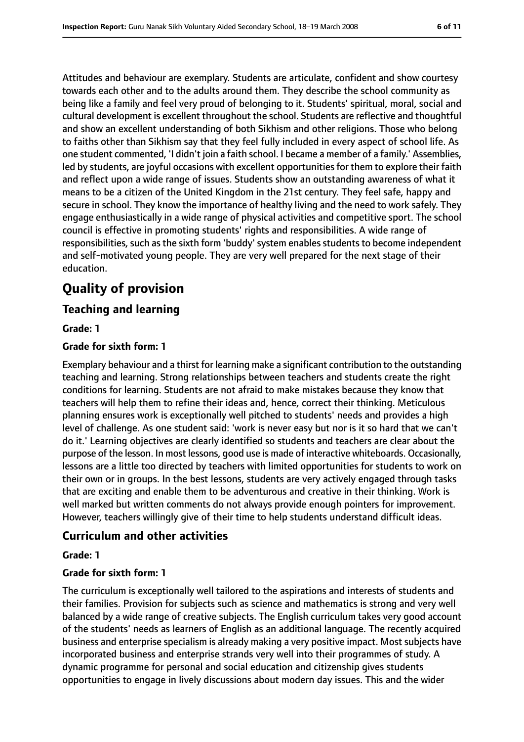Attitudes and behaviour are exemplary. Students are articulate, confident and show courtesy towards each other and to the adults around them. They describe the school community as being like a family and feel very proud of belonging to it. Students' spiritual, moral, social and cultural development is excellent throughout the school. Students are reflective and thoughtful and show an excellent understanding of both Sikhism and other religions. Those who belong to faiths other than Sikhism say that they feel fully included in every aspect of school life. As one student commented, 'I didn't join a faith school. I became a member of a family.' Assemblies, led by students, are joyful occasions with excellent opportunities for them to explore their faith and reflect upon a wide range of issues. Students show an outstanding awareness of what it means to be a citizen of the United Kingdom in the 21st century. They feel safe, happy and secure in school. They know the importance of healthy living and the need to work safely. They engage enthusiastically in a wide range of physical activities and competitive sport. The school council is effective in promoting students' rights and responsibilities. A wide range of responsibilities, such as the sixth form 'buddy' system enables students to become independent and self-motivated young people. They are very well prepared for the next stage of their education.

# Quality of provision

## Teaching and learning

**Grade: 1**

**Grade for sixth form: 1**

Exemplary behaviour and a thirst for learning make a significant contribution to the outstanding teaching and learning. Strong relationships between teachers and students create the right conditions for learning. Students are not afraid to make mistakes because they know that teachers will help them to refine their ideas and, hence, correct their thinking. Meticulous planning ensures work is exceptionally well pitched to students' needs and provides a high level of challenge. As one student said: 'work is never easy but nor is it so hard that we can't do it.' Learning objectives are clearly identified so students and teachers are clear about the purpose of the lesson. In most lessons, good use is made of interactive whiteboards. Occasionally, lessons are a little too directed by teachers with limited opportunities for students to work on their own or in groups. In the best lessons, students are very actively engaged through tasks that are exciting and enable them to be adventurous and creative in their thinking. Work is well marked but written comments do not always provide enough pointers for improvement. However, teachers willingly give of their time to help students understand difficult ideas.

## Curriculum and other activities

**Grade: 1**

**Grade for sixth form: 1**

The curriculum is exceptionally well tailored to the aspirations and interests of students and their families. Provision for subjects such as science and mathematics is strong and very well balanced by a wide range of creative subjects. The English curriculum takes very good account of the students' needs as learners of English as an additional language. The recently acquired business and enterprise specialism is already making a very positive impact. Most subjects have incorporated business and enterprise strands very well into their programmes of study. A dynamic programme for personal and social education and citizenship gives students opportunities to engage in lively discussions about modern day issues. This and the wider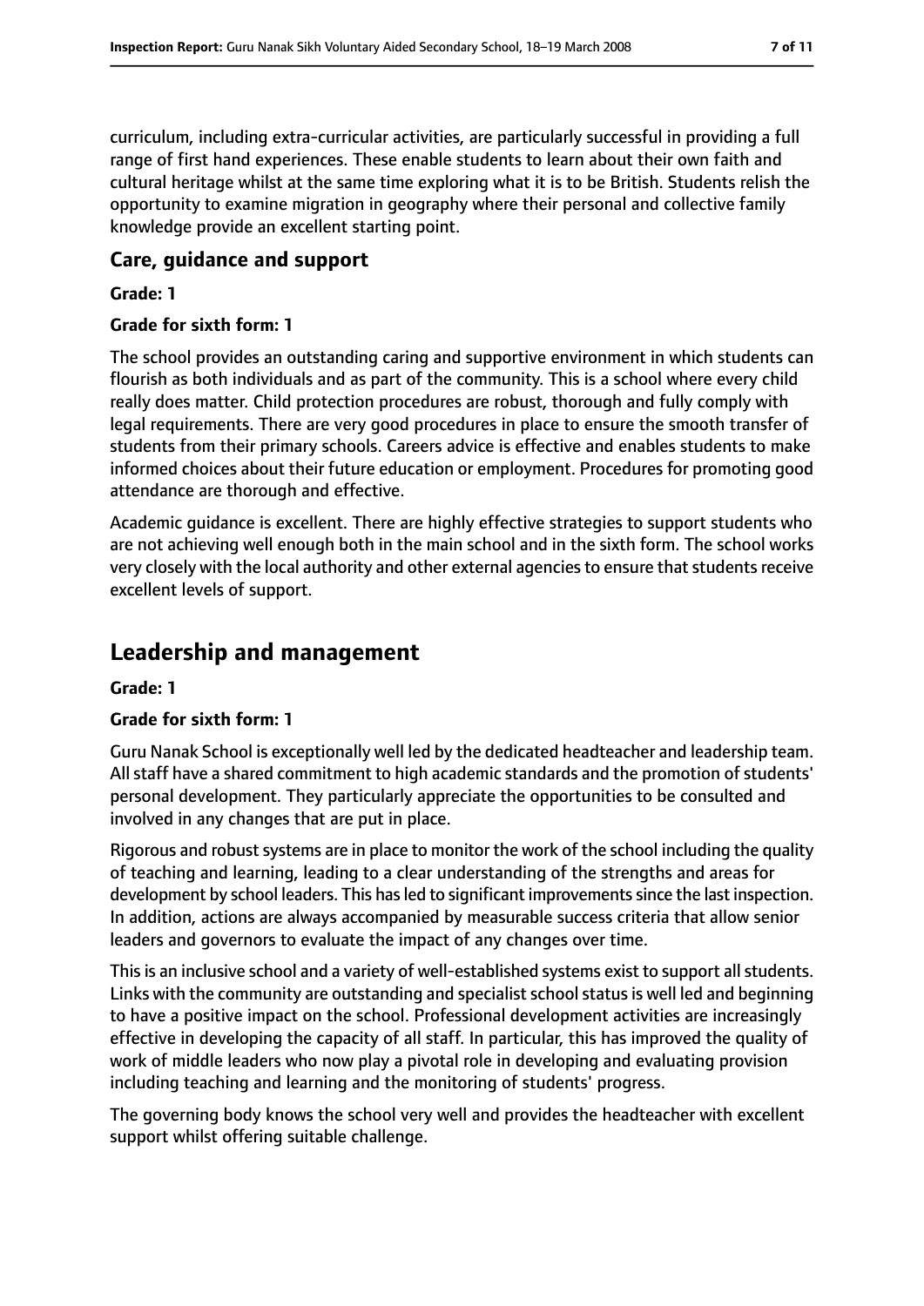curriculum, including extra-curricular activities, are particularly successful in providing a full range of first hand experiences. These enable students to learn about their own faith and cultural heritage whilst at the same time exploring what it is to be British. Students relish the opportunity to examine migration in geography where their personal and collective family knowledge provide an excellent starting point.

### Care, guidance and support

**Grade: 1**

**Grade for sixth form: 1**

The school provides an outstanding caring and supportive environment in which students can flourish as both individuals and as part of the community. This is a school where every child really does matter. Child protection procedures are robust, thorough and fully comply with legal requirements. There are very good procedures in place to ensure the smooth transfer of students from their primary schools. Careers advice is effective and enables students to make informed choices about their future education or employment. Procedures for promoting good attendance are thorough and effective.

Academic guidance is excellent. There are highly effective strategies to support students who are not achieving well enough both in the main school and in the sixth form. The school works very closely with the local authority and other external agencies to ensure that students receive excellent levels of support.

## Leadership and management

**Grade: 1**

**Grade for sixth form: 1**

Guru Nanak School is exceptionally well led by the dedicated headteacher and leadership team. All staff have a shared commitment to high academic standards and the promotion of students' personal development. They particularly appreciate the opportunities to be consulted and involved in any changes that are put in place.

Rigorous and robust systems are in place to monitor the work of the school including the quality of teaching and learning, leading to a clear understanding of the strengths and areas for development by school leaders. This has led to significant improvements since the last inspection. In addition, actions are always accompanied by measurable success criteria that allow senior leaders and governors to evaluate the impact of any changes over time.

This is an inclusive school and a variety of well-established systems exist to support all students. Links with the community are outstanding and specialist school status is well led and beginning to have a positive impact on the school. Professional development activities are increasingly effective in developing the capacity of all staff. In particular, this has improved the quality of work of middle leaders who now play a pivotal role in developing and evaluating provision including teaching and learning and the monitoring of students' progress.

The governing body knows the school very well and provides the headteacher with excellent support whilst offering suitable challenge.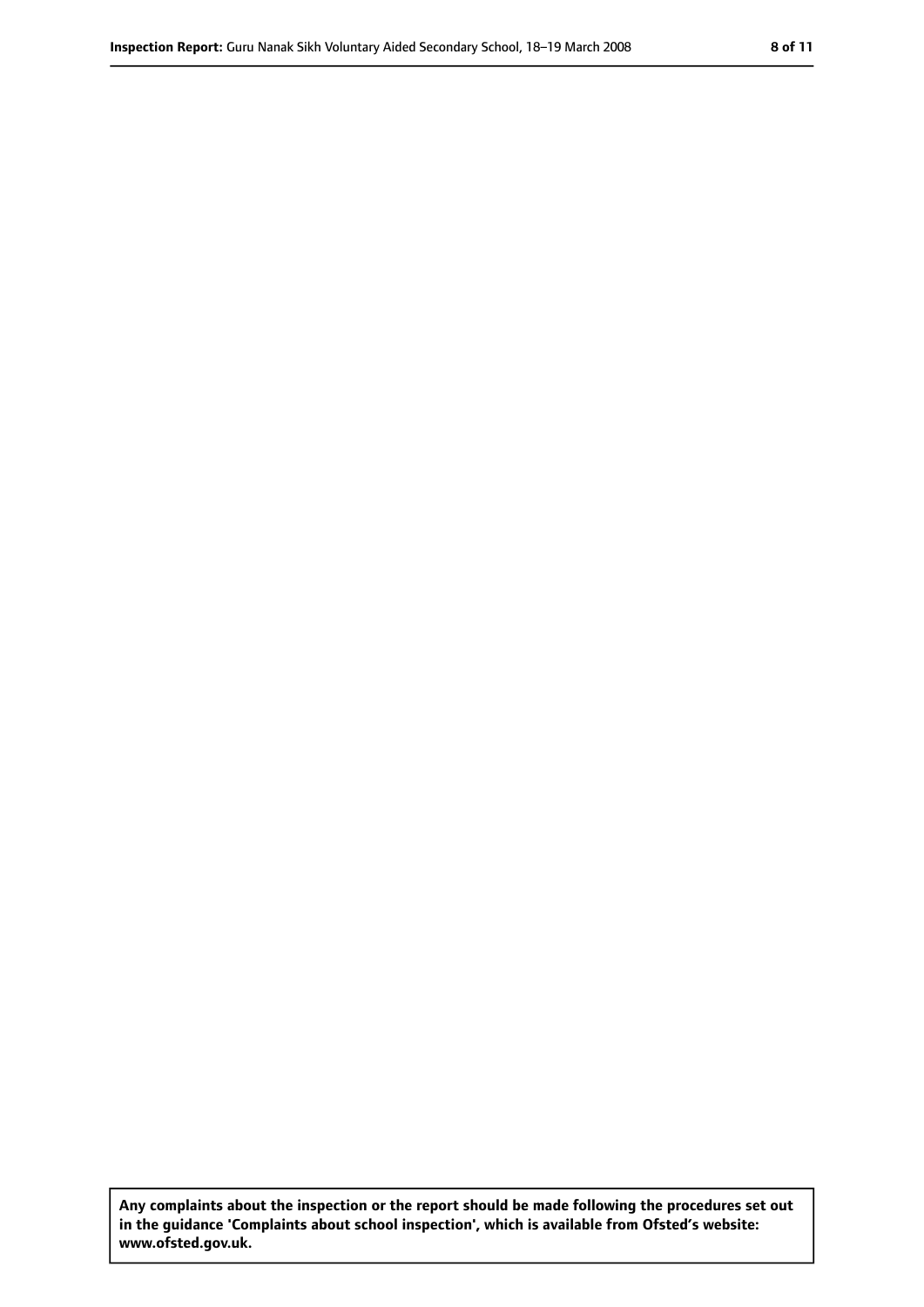**Any complaints about the inspection or the report should be made following the procedures set out in the guidance 'Complaints about school inspection', which is available from Ofsted's website: www.ofsted.gov.uk.**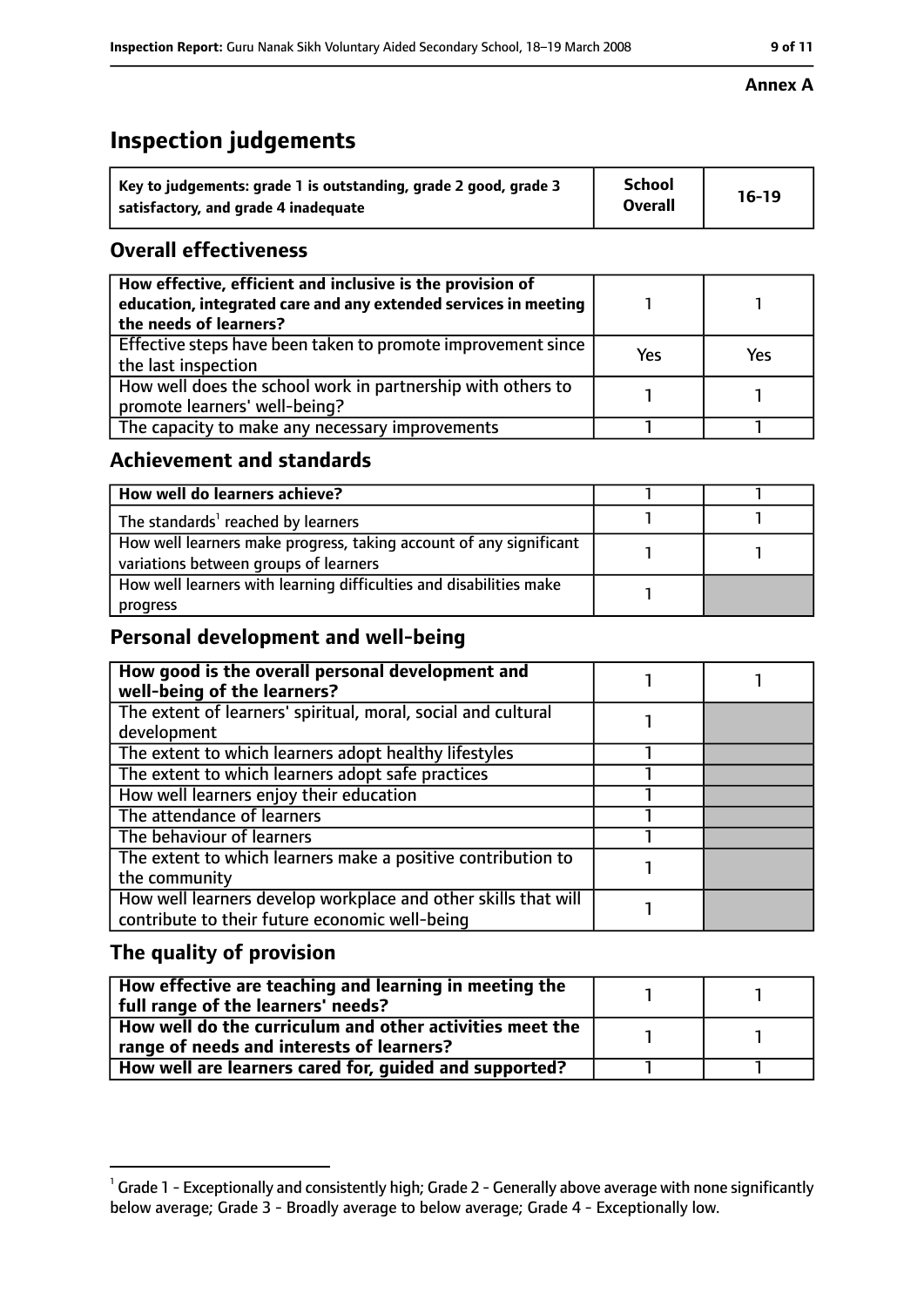**Annex A**

# Inspection judgements

| Key to judgements: grade 1 is outstanding, grade 2 good, grade 3 satisfactory, and grade 4 inadequate | School Overall | 16-19 |
|---|---|---|

## Overall effectiveness

| | | |
|---|---|---|
| How effective, efficient and inclusive is the provision of education, integrated care and any extended services in meeting the needs of learners? | 1 | 1 |
| Effective steps have been taken to promote improvement since the last inspection | Yes | Yes |
| How well does the school work in partnership with others to promote learners' well-being? | 1 | 1 |
| The capacity to make any necessary improvements | 1 | 1 |

## Achievement and standards

| | | |
|---|---|---|
| How well do learners achieve? | 1 | 1 |
| The standards[1] reached by learners | 1 | 1 |
| How well learners make progress, taking account of any significant variations between groups of learners | 1 | 1 |
| How well learners with learning difficulties and disabilities make progress | 1 | |

## Personal development and well-being

| | | |
|---|---|---|
| How good is the overall personal development and well-being of the learners? | 1 | 1 |
| The extent of learners' spiritual, moral, social and cultural development | 1 | |
| The extent to which learners adopt healthy lifestyles | 1 | |
| The extent to which learners adopt safe practices | 1 | |
| How well learners enjoy their education | 1 | |
| The attendance of learners | 1 | |
| The behaviour of learners | 1 | |
| The extent to which learners make a positive contribution to the community | 1 | |
| How well learners develop workplace and other skills that will contribute to their future economic well-being | 1 | |

## The quality of provision

| | | |
|---|---|---|
| How effective are teaching and learning in meeting the full range of the learners' needs? | 1 | 1 |
| How well do the curriculum and other activities meet the range of needs and interests of learners? | 1 | 1 |
| How well are learners cared for, guided and supported? | 1 | 1 |

[1] Grade 1 - Exceptionally and consistently high; Grade 2 - Generally above average with none significantly below average; Grade 3 - Broadly average to below average; Grade 4 - Exceptionally low.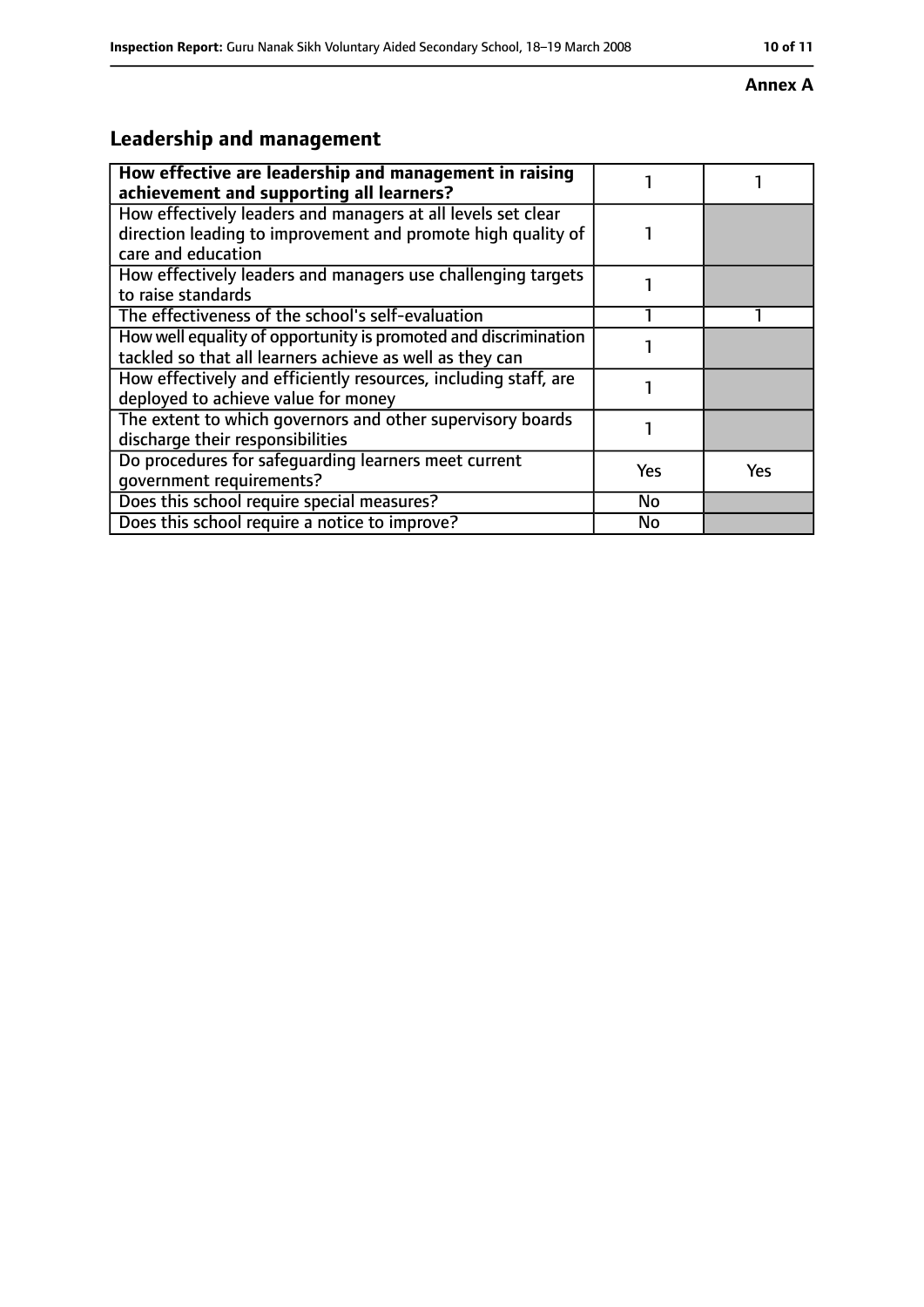**Annex A**

## Leadership and management

| How effective are leadership and management in raising achievement and supporting all learners? | 1 | 1 |
|---|---|---|
| How effectively leaders and managers at all levels set clear direction leading to improvement and promote high quality of care and education | 1 | |
| How effectively leaders and managers use challenging targets to raise standards | 1 | |
| The effectiveness of the school's self-evaluation | 1 | 1 |
| How well equality of opportunity is promoted and discrimination tackled so that all learners achieve as well as they can | 1 | |
| How effectively and efficiently resources, including staff, are deployed to achieve value for money | 1 | |
| The extent to which governors and other supervisory boards discharge their responsibilities | 1 | |
| Do procedures for safeguarding learners meet current government requirements? | Yes | Yes |
| Does this school require special measures? | No | |
| Does this school require a notice to improve? | No | |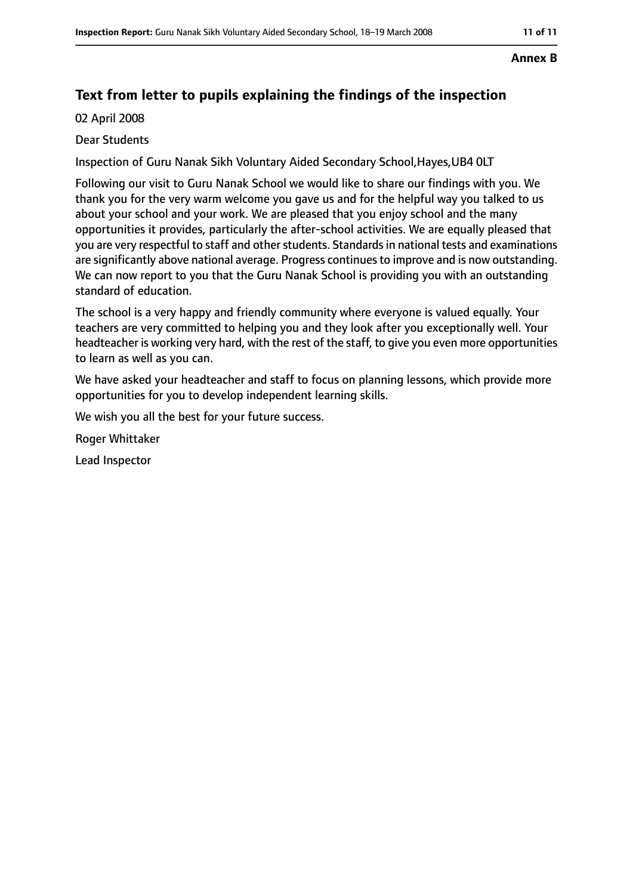**Annex B**

## Text from letter to pupils explaining the findings of the inspection

02 April 2008

Dear Students

Inspection of Guru Nanak Sikh Voluntary Aided Secondary School,Hayes,UB4 0LT

Following our visit to Guru Nanak School we would like to share our findings with you. We thank you for the very warm welcome you gave us and for the helpful way you talked to us about your school and your work. We are pleased that you enjoy school and the many opportunities it provides, particularly the after-school activities. We are equally pleased that you are very respectful to staff and other students. Standards in national tests and examinations are significantly above national average. Progress continues to improve and is now outstanding. We can now report to you that the Guru Nanak School is providing you with an outstanding standard of education.

The school is a very happy and friendly community where everyone is valued equally. Your teachers are very committed to helping you and they look after you exceptionally well. Your headteacher is working very hard, with the rest of the staff, to give you even more opportunities to learn as well as you can.

We have asked your headteacher and staff to focus on planning lessons, which provide more opportunities for you to develop independent learning skills.

We wish you all the best for your future success.

Roger Whittaker

Lead Inspector